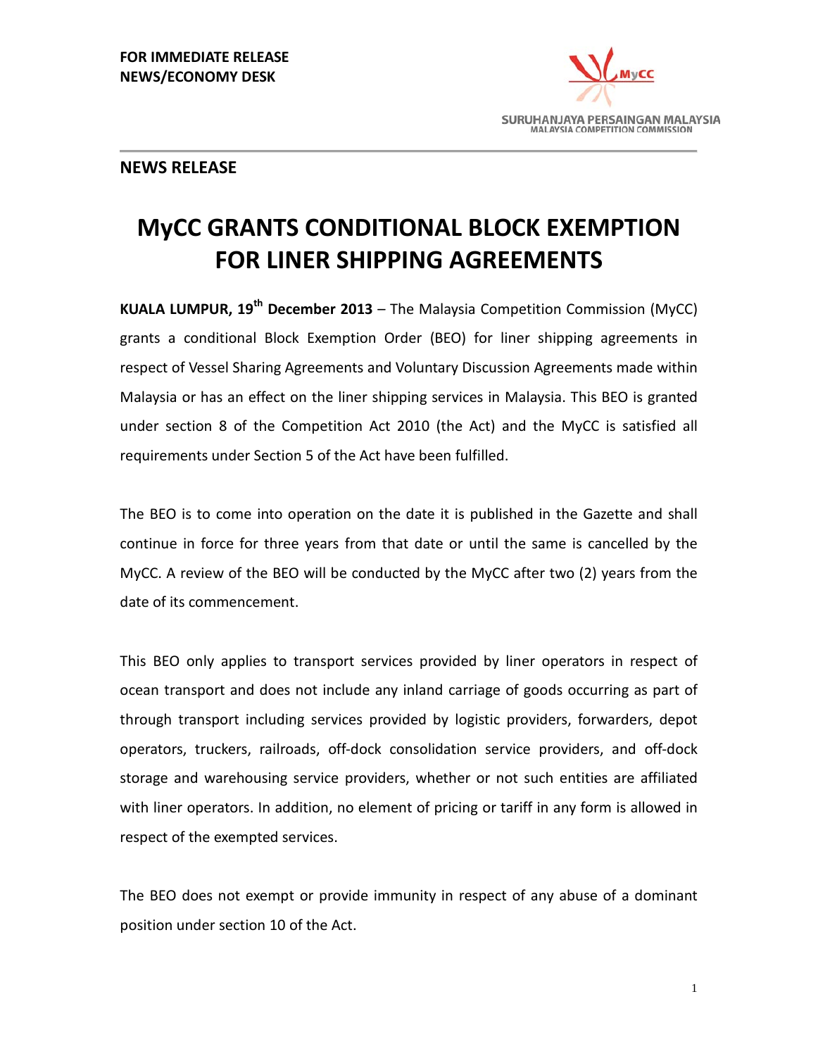**FOR IMMEDIATE RELEASE**
**NEWS/ECONOMY DESK**

SURUHANJAYA PERSAINGAN MALAYSIA
MALAYSIA COMPETITION COMMISSION

## NEWS RELEASE

# MyCC GRANTS CONDITIONAL BLOCK EXEMPTION FOR LINER SHIPPING AGREEMENTS

**KUALA LUMPUR, 19th December 2013** – The Malaysia Competition Commission (MyCC) grants a conditional Block Exemption Order (BEO) for liner shipping agreements in respect of Vessel Sharing Agreements and Voluntary Discussion Agreements made within Malaysia or has an effect on the liner shipping services in Malaysia. This BEO is granted under section 8 of the Competition Act 2010 (the Act) and the MyCC is satisfied all requirements under Section 5 of the Act have been fulfilled.

The BEO is to come into operation on the date it is published in the Gazette and shall continue in force for three years from that date or until the same is cancelled by the MyCC. A review of the BEO will be conducted by the MyCC after two (2) years from the date of its commencement.

This BEO only applies to transport services provided by liner operators in respect of ocean transport and does not include any inland carriage of goods occurring as part of through transport including services provided by logistic providers, forwarders, depot operators, truckers, railroads, off-dock consolidation service providers, and off-dock storage and warehousing service providers, whether or not such entities are affiliated with liner operators. In addition, no element of pricing or tariff in any form is allowed in respect of the exempted services.

The BEO does not exempt or provide immunity in respect of any abuse of a dominant position under section 10 of the Act.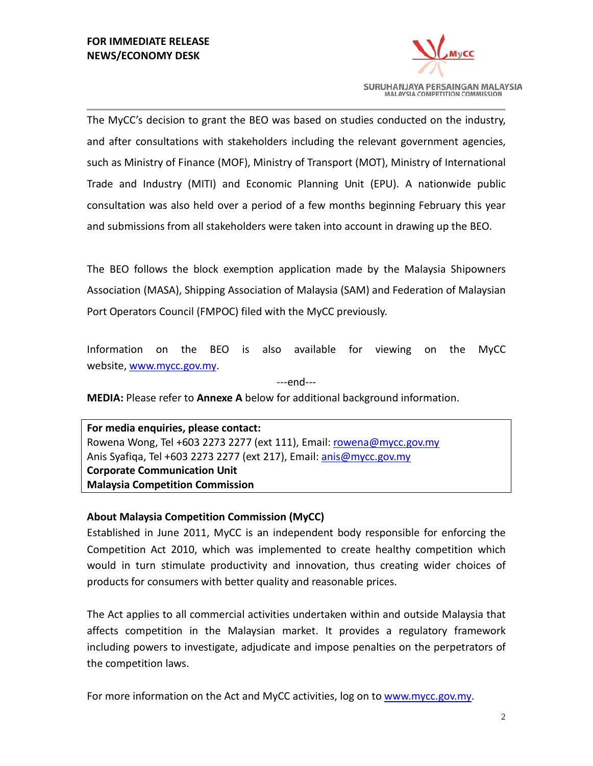The MyCC's decision to grant the BEO was based on studies conducted on the industry, and after consultations with stakeholders including the relevant government agencies, such as Ministry of Finance (MOF), Ministry of Transport (MOT), Ministry of International Trade and Industry (MITI) and Economic Planning Unit (EPU). A nationwide public consultation was also held over a period of a few months beginning February this year and submissions from all stakeholders were taken into account in drawing up the BEO.

The BEO follows the block exemption application made by the Malaysia Shipowners Association (MASA), Shipping Association of Malaysia (SAM) and Federation of Malaysian Port Operators Council (FMPOC) filed with the MyCC previously.

Information on the BEO is also available for viewing on the MyCC website, www.mycc.gov.my.

---end---

**MEDIA:** Please refer to **Annexe A** below for additional background information.

**For media enquiries, please contact:**
Rowena Wong, Tel +603 2273 2277 (ext 111), Email: rowena@mycc.gov.my
Anis Syafiqa, Tel +603 2273 2277 (ext 217), Email: anis@mycc.gov.my
**Corporate Communication Unit**
**Malaysia Competition Commission**

**About Malaysia Competition Commission (MyCC)**

Established in June 2011, MyCC is an independent body responsible for enforcing the Competition Act 2010, which was implemented to create healthy competition which would in turn stimulate productivity and innovation, thus creating wider choices of products for consumers with better quality and reasonable prices.

The Act applies to all commercial activities undertaken within and outside Malaysia that affects competition in the Malaysian market. It provides a regulatory framework including powers to investigate, adjudicate and impose penalties on the perpetrators of the competition laws.

For more information on the Act and MyCC activities, log on to www.mycc.gov.my.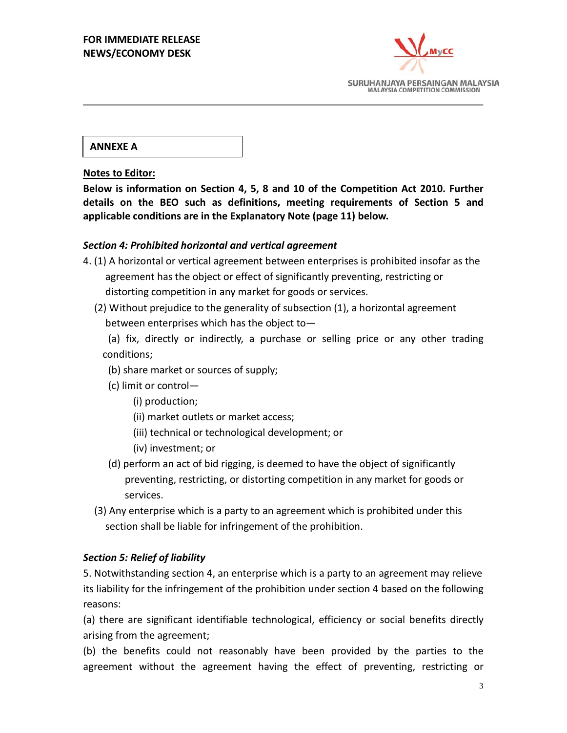**FOR IMMEDIATE RELEASE**
**NEWS/ECONOMY DESK**

SURUHANJAYA PERSAINGAN MALAYSIA
MALAYSIA COMPETITION COMMISSION

**ANNEXE A**

**Notes to Editor:**

**Below is information on Section 4, 5, 8 and 10 of the Competition Act 2010. Further details on the BEO such as definitions, meeting requirements of Section 5 and applicable conditions are in the Explanatory Note (page 11) below.**

***Section 4: Prohibited horizontal and vertical agreement***

4. (1) A horizontal or vertical agreement between enterprises is prohibited insofar as the agreement has the object or effect of significantly preventing, restricting or distorting competition in any market for goods or services.

(2) Without prejudice to the generality of subsection (1), a horizontal agreement between enterprises which has the object to—

(a) fix, directly or indirectly, a purchase or selling price or any other trading conditions;

(b) share market or sources of supply;

(c) limit or control—

(i) production;

(ii) market outlets or market access;

(iii) technical or technological development; or

(iv) investment; or

(d) perform an act of bid rigging, is deemed to have the object of significantly preventing, restricting, or distorting competition in any market for goods or services.

(3) Any enterprise which is a party to an agreement which is prohibited under this section shall be liable for infringement of the prohibition.

***Section 5: Relief of liability***

5. Notwithstanding section 4, an enterprise which is a party to an agreement may relieve its liability for the infringement of the prohibition under section 4 based on the following reasons:

(a) there are significant identifiable technological, efficiency or social benefits directly arising from the agreement;

(b) the benefits could not reasonably have been provided by the parties to the agreement without the agreement having the effect of preventing, restricting or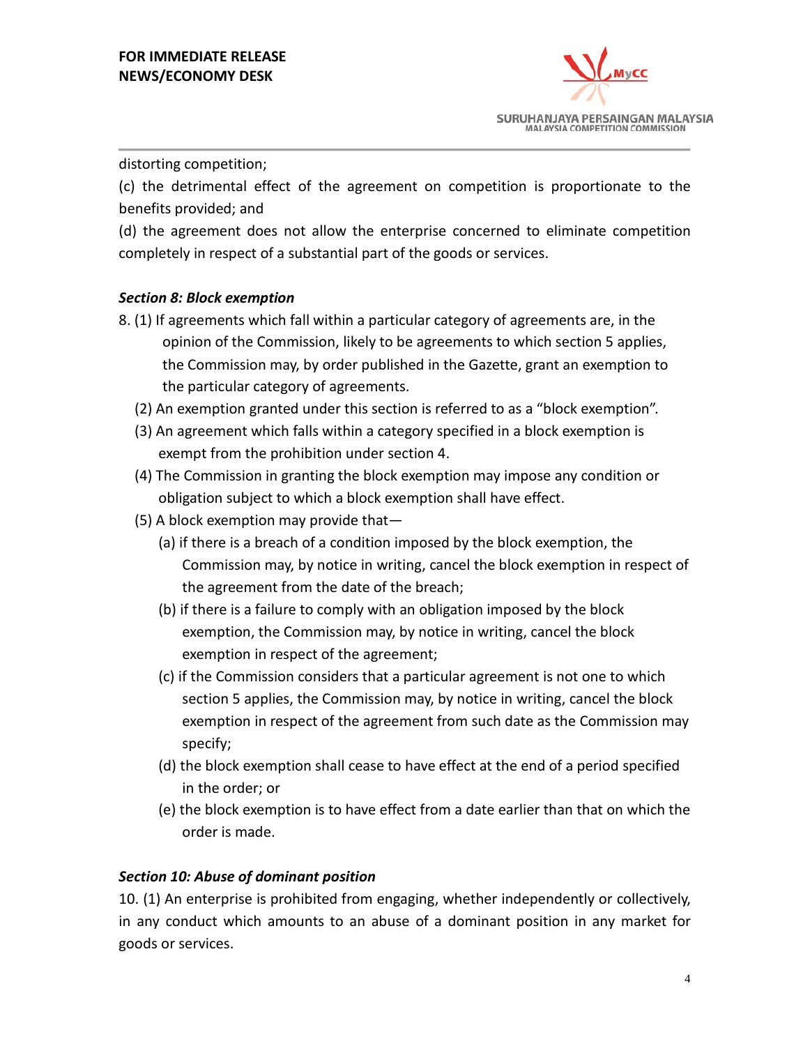distorting competition;

(c) the detrimental effect of the agreement on competition is proportionate to the benefits provided; and

(d) the agreement does not allow the enterprise concerned to eliminate competition completely in respect of a substantial part of the goods or services.

***Section 8: Block exemption***

8. (1) If agreements which fall within a particular category of agreements are, in the opinion of the Commission, likely to be agreements to which section 5 applies, the Commission may, by order published in the Gazette, grant an exemption to the particular category of agreements.

(2) An exemption granted under this section is referred to as a "block exemption".

(3) An agreement which falls within a category specified in a block exemption is exempt from the prohibition under section 4.

(4) The Commission in granting the block exemption may impose any condition or obligation subject to which a block exemption shall have effect.

(5) A block exemption may provide that—

(a) if there is a breach of a condition imposed by the block exemption, the Commission may, by notice in writing, cancel the block exemption in respect of the agreement from the date of the breach;

(b) if there is a failure to comply with an obligation imposed by the block exemption, the Commission may, by notice in writing, cancel the block exemption in respect of the agreement;

(c) if the Commission considers that a particular agreement is not one to which section 5 applies, the Commission may, by notice in writing, cancel the block exemption in respect of the agreement from such date as the Commission may specify;

(d) the block exemption shall cease to have effect at the end of a period specified in the order; or

(e) the block exemption is to have effect from a date earlier than that on which the order is made.

***Section 10: Abuse of dominant position***

10. (1) An enterprise is prohibited from engaging, whether independently or collectively, in any conduct which amounts to an abuse of a dominant position in any market for goods or services.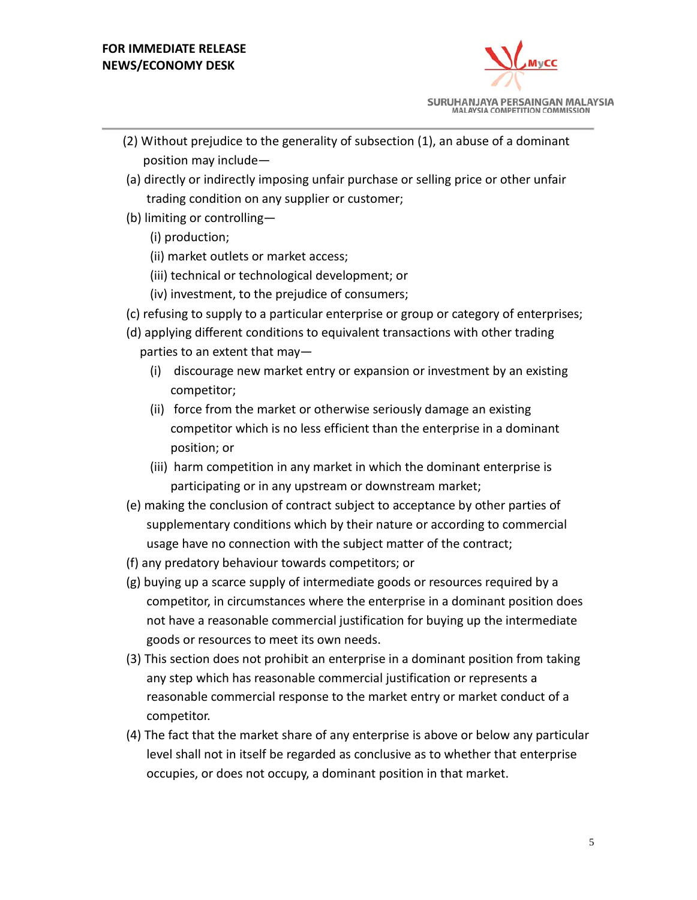(2) Without prejudice to the generality of subsection (1), an abuse of a dominant position may include—

(a) directly or indirectly imposing unfair purchase or selling price or other unfair trading condition on any supplier or customer;

(b) limiting or controlling—

(i) production;

(ii) market outlets or market access;

(iii) technical or technological development; or

(iv) investment, to the prejudice of consumers;

(c) refusing to supply to a particular enterprise or group or category of enterprises;

(d) applying different conditions to equivalent transactions with other trading parties to an extent that may—

(i) discourage new market entry or expansion or investment by an existing competitor;

(ii) force from the market or otherwise seriously damage an existing competitor which is no less efficient than the enterprise in a dominant position; or

(iii) harm competition in any market in which the dominant enterprise is participating or in any upstream or downstream market;

(e) making the conclusion of contract subject to acceptance by other parties of supplementary conditions which by their nature or according to commercial usage have no connection with the subject matter of the contract;

(f) any predatory behaviour towards competitors; or

(g) buying up a scarce supply of intermediate goods or resources required by a competitor, in circumstances where the enterprise in a dominant position does not have a reasonable commercial justification for buying up the intermediate goods or resources to meet its own needs.

(3) This section does not prohibit an enterprise in a dominant position from taking any step which has reasonable commercial justification or represents a reasonable commercial response to the market entry or market conduct of a competitor.

(4) The fact that the market share of any enterprise is above or below any particular level shall not in itself be regarded as conclusive as to whether that enterprise occupies, or does not occupy, a dominant position in that market.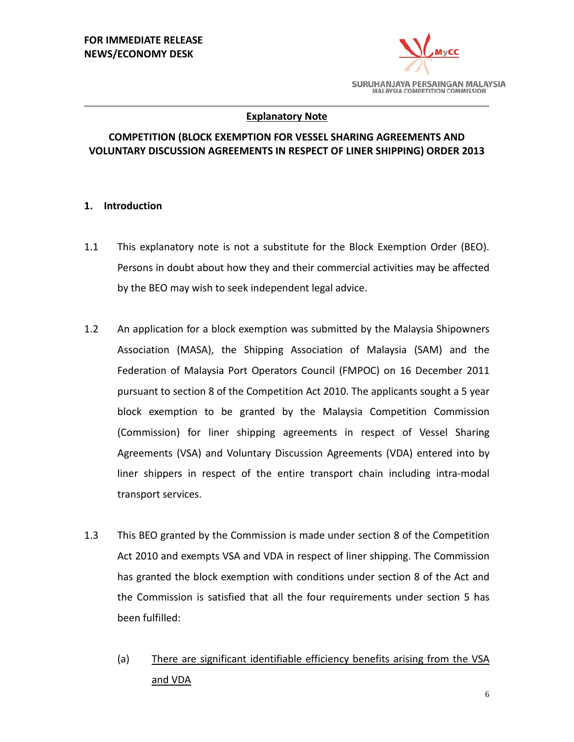**FOR IMMEDIATE RELEASE**
**NEWS/ECONOMY DESK**

SURUHANJAYA PERSAINGAN MALAYSIA
MALAYSIA COMPETITION COMMISSION

**Explanatory Note**

**COMPETITION (BLOCK EXEMPTION FOR VESSEL SHARING AGREEMENTS AND VOLUNTARY DISCUSSION AGREEMENTS IN RESPECT OF LINER SHIPPING) ORDER 2013**

## 1. Introduction

1.1 This explanatory note is not a substitute for the Block Exemption Order (BEO). Persons in doubt about how they and their commercial activities may be affected by the BEO may wish to seek independent legal advice.

1.2 An application for a block exemption was submitted by the Malaysia Shipowners Association (MASA), the Shipping Association of Malaysia (SAM) and the Federation of Malaysia Port Operators Council (FMPOC) on 16 December 2011 pursuant to section 8 of the Competition Act 2010. The applicants sought a 5 year block exemption to be granted by the Malaysia Competition Commission (Commission) for liner shipping agreements in respect of Vessel Sharing Agreements (VSA) and Voluntary Discussion Agreements (VDA) entered into by liner shippers in respect of the entire transport chain including intra-modal transport services.

1.3 This BEO granted by the Commission is made under section 8 of the Competition Act 2010 and exempts VSA and VDA in respect of liner shipping. The Commission has granted the block exemption with conditions under section 8 of the Act and the Commission is satisfied that all the four requirements under section 5 has been fulfilled:

(a) <u>There are significant identifiable efficiency benefits arising from the VSA and VDA</u>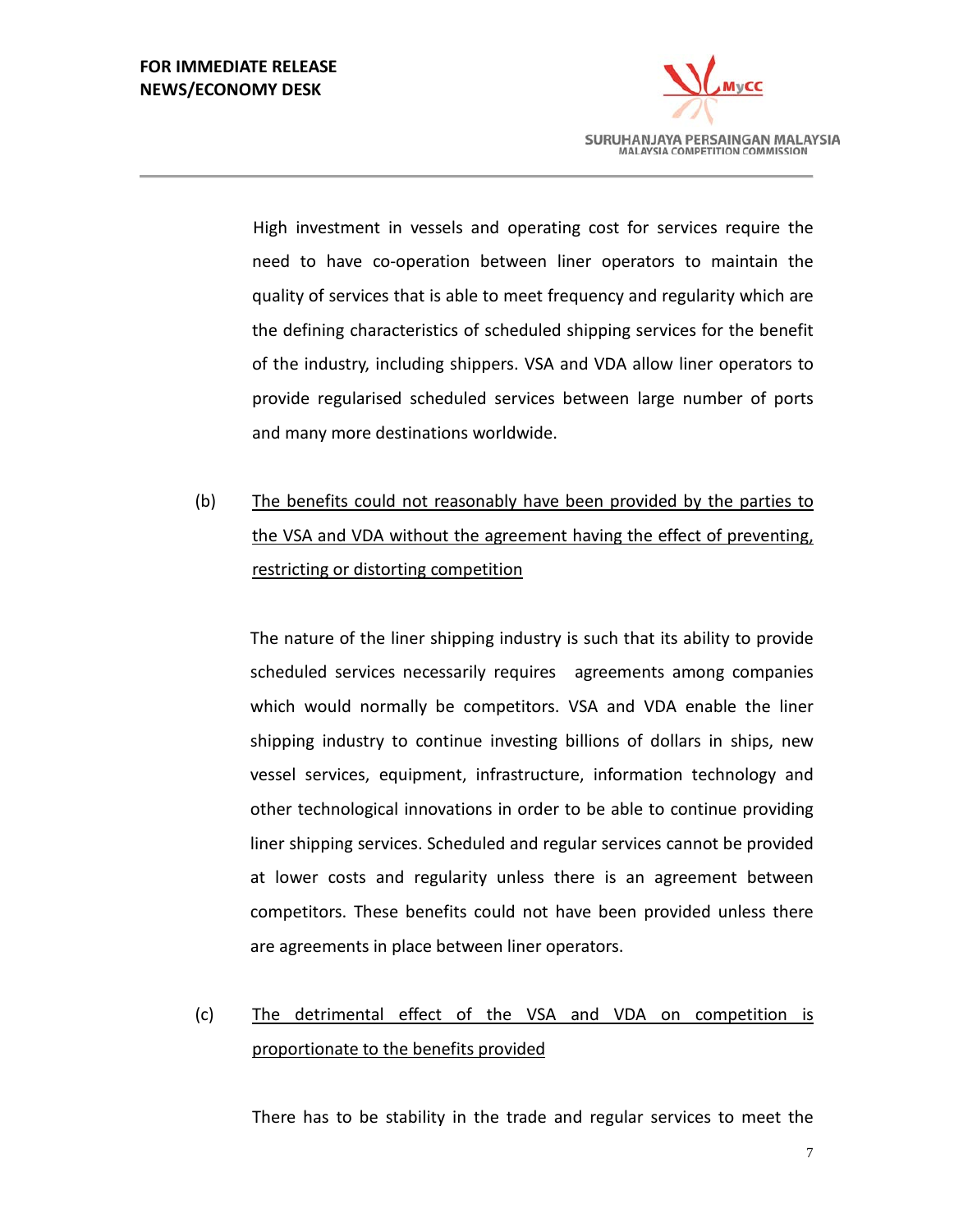High investment in vessels and operating cost for services require the need to have co-operation between liner operators to maintain the quality of services that is able to meet frequency and regularity which are the defining characteristics of scheduled shipping services for the benefit of the industry, including shippers. VSA and VDA allow liner operators to provide regularised scheduled services between large number of ports and many more destinations worldwide.

(b) <u>The benefits could not reasonably have been provided by the parties to the VSA and VDA without the agreement having the effect of preventing, restricting or distorting competition</u>

The nature of the liner shipping industry is such that its ability to provide scheduled services necessarily requires agreements among companies which would normally be competitors. VSA and VDA enable the liner shipping industry to continue investing billions of dollars in ships, new vessel services, equipment, infrastructure, information technology and other technological innovations in order to be able to continue providing liner shipping services. Scheduled and regular services cannot be provided at lower costs and regularity unless there is an agreement between competitors. These benefits could not have been provided unless there are agreements in place between liner operators.

(c) <u>The detrimental effect of the VSA and VDA on competition is proportionate to the benefits provided</u>

There has to be stability in the trade and regular services to meet the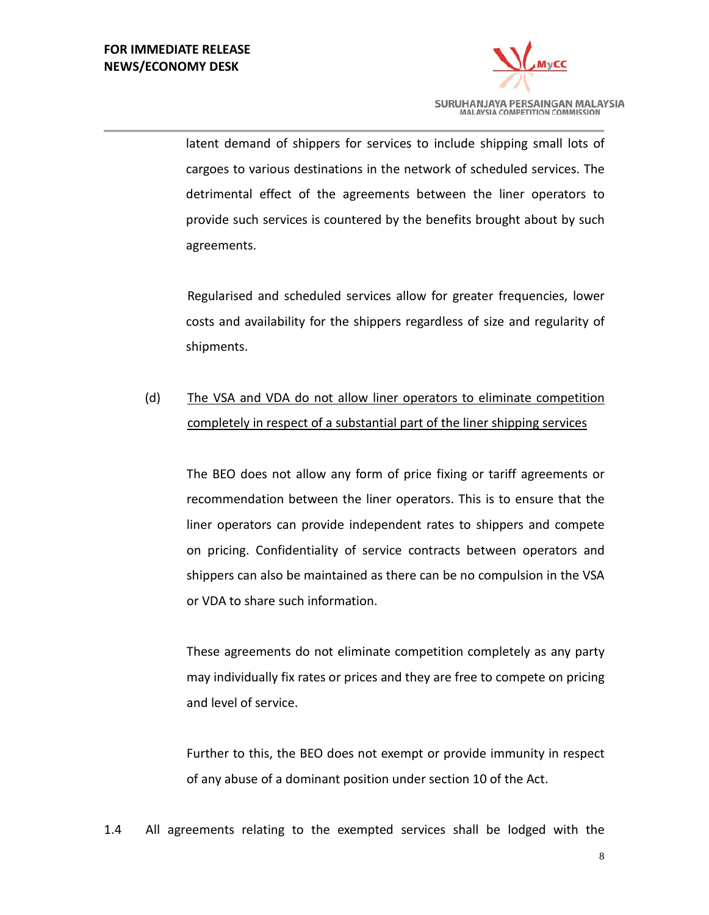latent demand of shippers for services to include shipping small lots of cargoes to various destinations in the network of scheduled services. The detrimental effect of the agreements between the liner operators to provide such services is countered by the benefits brought about by such agreements.

Regularised and scheduled services allow for greater frequencies, lower costs and availability for the shippers regardless of size and regularity of shipments.

(d) <u>The VSA and VDA do not allow liner operators to eliminate competition completely in respect of a substantial part of the liner shipping services</u>

The BEO does not allow any form of price fixing or tariff agreements or recommendation between the liner operators. This is to ensure that the liner operators can provide independent rates to shippers and compete on pricing. Confidentiality of service contracts between operators and shippers can also be maintained as there can be no compulsion in the VSA or VDA to share such information.

These agreements do not eliminate competition completely as any party may individually fix rates or prices and they are free to compete on pricing and level of service.

Further to this, the BEO does not exempt or provide immunity in respect of any abuse of a dominant position under section 10 of the Act.

1.4 All agreements relating to the exempted services shall be lodged with the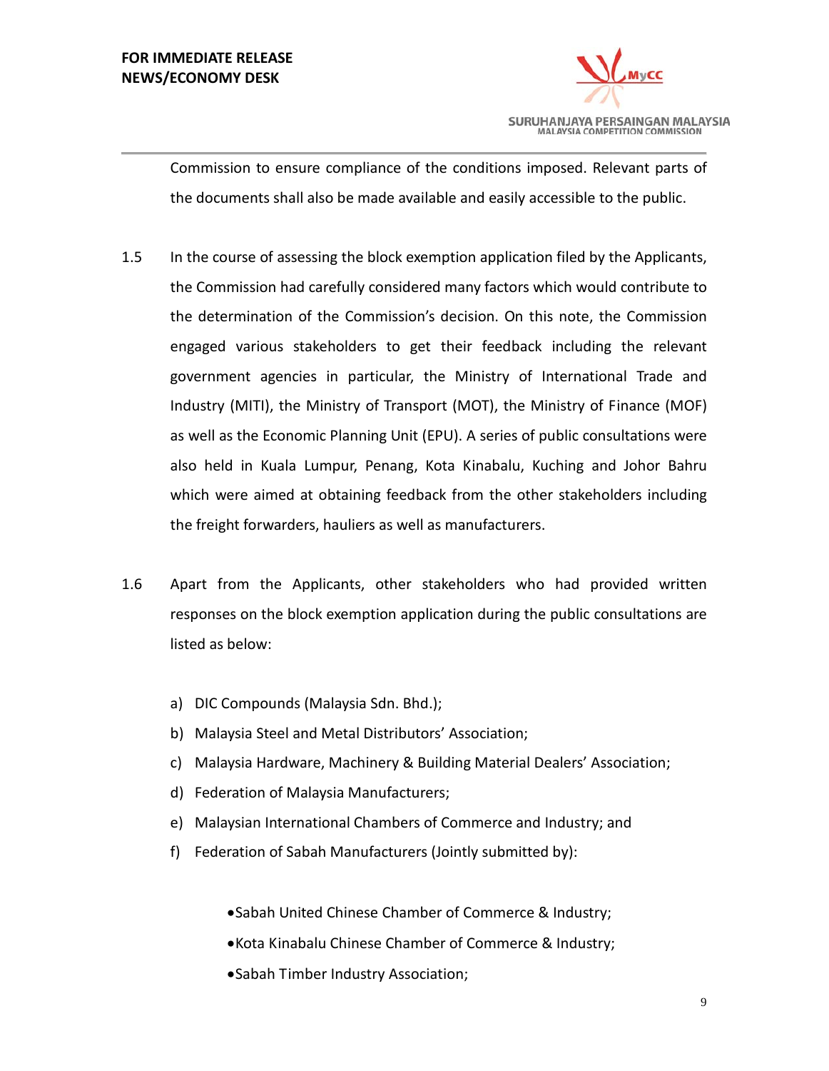Commission to ensure compliance of the conditions imposed. Relevant parts of the documents shall also be made available and easily accessible to the public.

1.5 In the course of assessing the block exemption application filed by the Applicants, the Commission had carefully considered many factors which would contribute to the determination of the Commission's decision. On this note, the Commission engaged various stakeholders to get their feedback including the relevant government agencies in particular, the Ministry of International Trade and Industry (MITI), the Ministry of Transport (MOT), the Ministry of Finance (MOF) as well as the Economic Planning Unit (EPU). A series of public consultations were also held in Kuala Lumpur, Penang, Kota Kinabalu, Kuching and Johor Bahru which were aimed at obtaining feedback from the other stakeholders including the freight forwarders, hauliers as well as manufacturers.

1.6 Apart from the Applicants, other stakeholders who had provided written responses on the block exemption application during the public consultations are listed as below:

a) DIC Compounds (Malaysia Sdn. Bhd.);
b) Malaysia Steel and Metal Distributors' Association;
c) Malaysia Hardware, Machinery & Building Material Dealers' Association;
d) Federation of Malaysia Manufacturers;
e) Malaysian International Chambers of Commerce and Industry; and
f) Federation of Sabah Manufacturers (Jointly submitted by):

   - Sabah United Chinese Chamber of Commerce & Industry;
   - Kota Kinabalu Chinese Chamber of Commerce & Industry;
   - Sabah Timber Industry Association;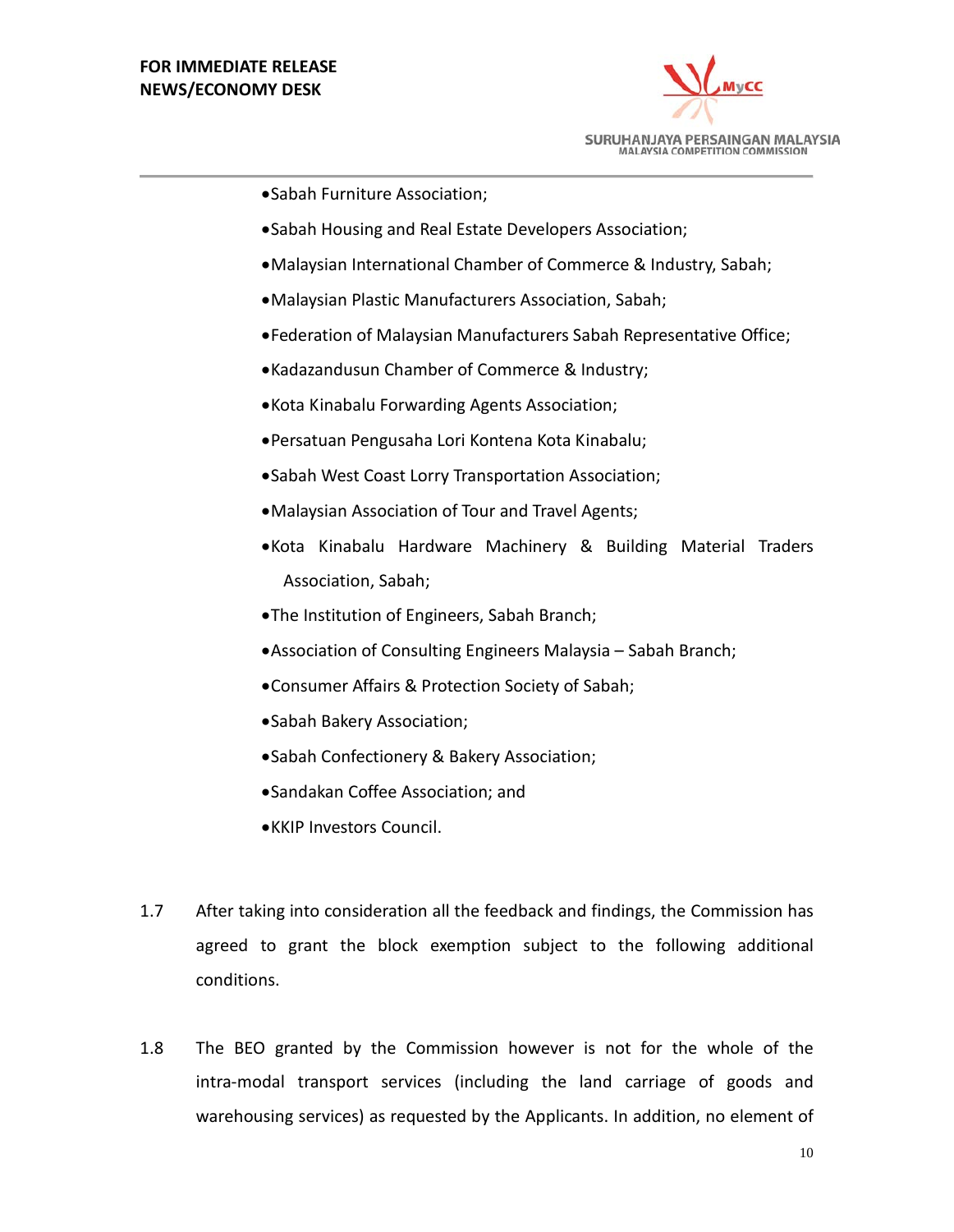- Sabah Furniture Association;
- Sabah Housing and Real Estate Developers Association;
- Malaysian International Chamber of Commerce & Industry, Sabah;
- Malaysian Plastic Manufacturers Association, Sabah;
- Federation of Malaysian Manufacturers Sabah Representative Office;
- Kadazandusun Chamber of Commerce & Industry;
- Kota Kinabalu Forwarding Agents Association;
- Persatuan Pengusaha Lori Kontena Kota Kinabalu;
- Sabah West Coast Lorry Transportation Association;
- Malaysian Association of Tour and Travel Agents;
- Kota Kinabalu Hardware Machinery & Building Material Traders Association, Sabah;
- The Institution of Engineers, Sabah Branch;
- Association of Consulting Engineers Malaysia – Sabah Branch;
- Consumer Affairs & Protection Society of Sabah;
- Sabah Bakery Association;
- Sabah Confectionery & Bakery Association;
- Sandakan Coffee Association; and
- KKIP Investors Council.

1.7 After taking into consideration all the feedback and findings, the Commission has agreed to grant the block exemption subject to the following additional conditions.

1.8 The BEO granted by the Commission however is not for the whole of the intra-modal transport services (including the land carriage of goods and warehousing services) as requested by the Applicants. In addition, no element of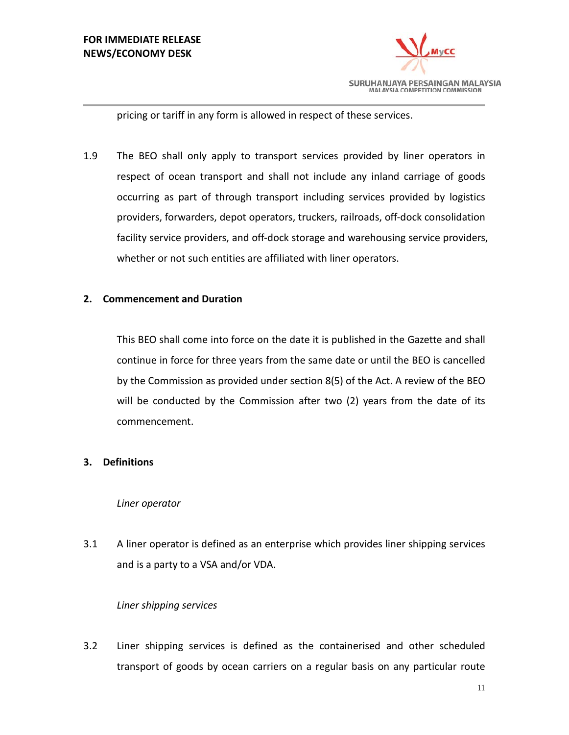pricing or tariff in any form is allowed in respect of these services.

1.9 The BEO shall only apply to transport services provided by liner operators in respect of ocean transport and shall not include any inland carriage of goods occurring as part of through transport including services provided by logistics providers, forwarders, depot operators, truckers, railroads, off-dock consolidation facility service providers, and off-dock storage and warehousing service providers, whether or not such entities are affiliated with liner operators.

## 2. Commencement and Duration

This BEO shall come into force on the date it is published in the Gazette and shall continue in force for three years from the same date or until the BEO is cancelled by the Commission as provided under section 8(5) of the Act. A review of the BEO will be conducted by the Commission after two (2) years from the date of its commencement.

## 3. Definitions

*Liner operator*

3.1 A liner operator is defined as an enterprise which provides liner shipping services and is a party to a VSA and/or VDA.

*Liner shipping services*

3.2 Liner shipping services is defined as the containerised and other scheduled transport of goods by ocean carriers on a regular basis on any particular route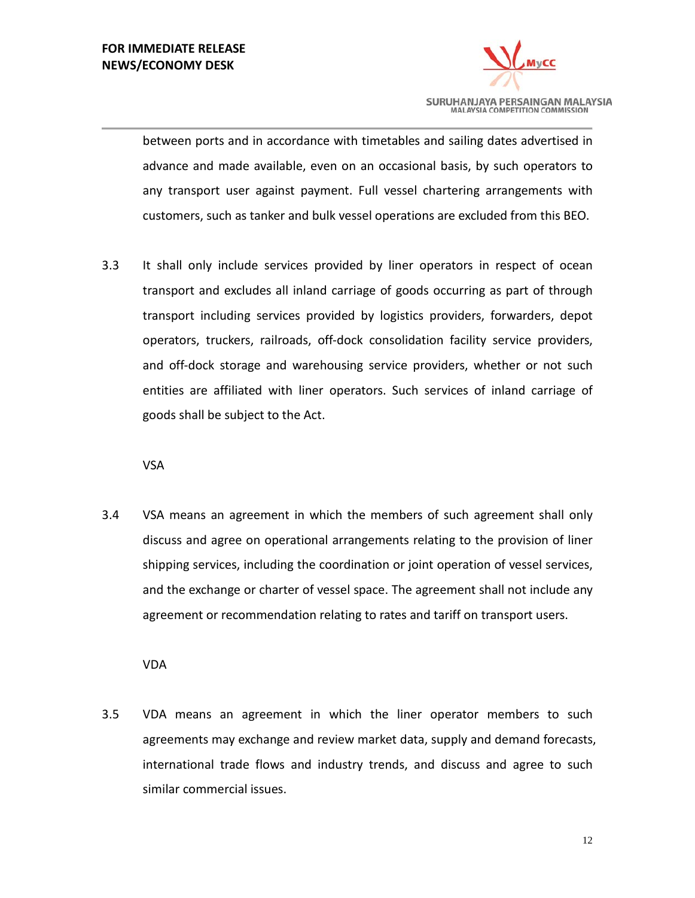between ports and in accordance with timetables and sailing dates advertised in advance and made available, even on an occasional basis, by such operators to any transport user against payment. Full vessel chartering arrangements with customers, such as tanker and bulk vessel operations are excluded from this BEO.

3.3 It shall only include services provided by liner operators in respect of ocean transport and excludes all inland carriage of goods occurring as part of through transport including services provided by logistics providers, forwarders, depot operators, truckers, railroads, off-dock consolidation facility service providers, and off-dock storage and warehousing service providers, whether or not such entities are affiliated with liner operators. Such services of inland carriage of goods shall be subject to the Act.

VSA

3.4 VSA means an agreement in which the members of such agreement shall only discuss and agree on operational arrangements relating to the provision of liner shipping services, including the coordination or joint operation of vessel services, and the exchange or charter of vessel space. The agreement shall not include any agreement or recommendation relating to rates and tariff on transport users.

VDA

3.5 VDA means an agreement in which the liner operator members to such agreements may exchange and review market data, supply and demand forecasts, international trade flows and industry trends, and discuss and agree to such similar commercial issues.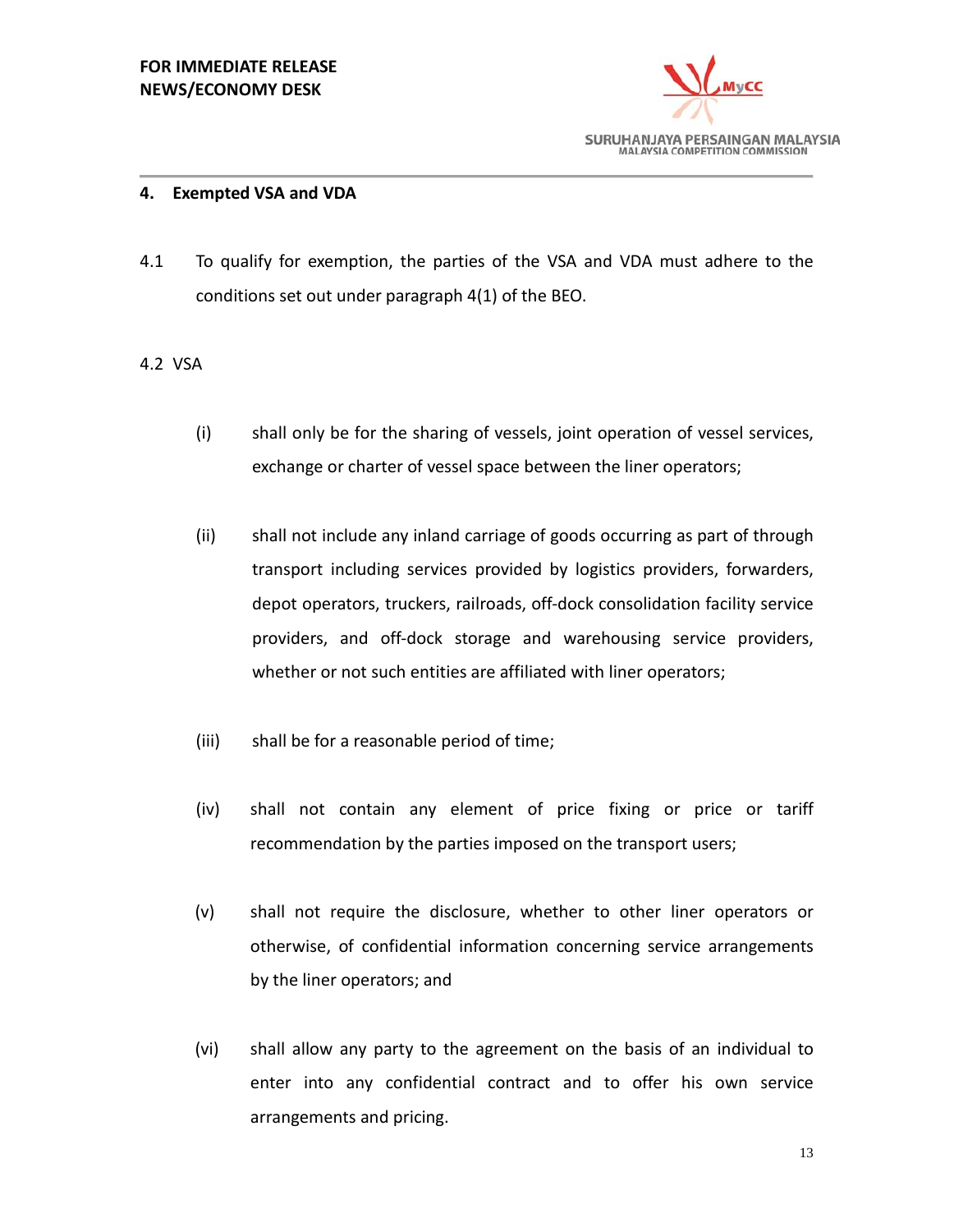## 4. Exempted VSA and VDA

4.1 To qualify for exemption, the parties of the VSA and VDA must adhere to the conditions set out under paragraph 4(1) of the BEO.

4.2 VSA

(i) shall only be for the sharing of vessels, joint operation of vessel services, exchange or charter of vessel space between the liner operators;

(ii) shall not include any inland carriage of goods occurring as part of through transport including services provided by logistics providers, forwarders, depot operators, truckers, railroads, off-dock consolidation facility service providers, and off-dock storage and warehousing service providers, whether or not such entities are affiliated with liner operators;

(iii) shall be for a reasonable period of time;

(iv) shall not contain any element of price fixing or price or tariff recommendation by the parties imposed on the transport users;

(v) shall not require the disclosure, whether to other liner operators or otherwise, of confidential information concerning service arrangements by the liner operators; and

(vi) shall allow any party to the agreement on the basis of an individual to enter into any confidential contract and to offer his own service arrangements and pricing.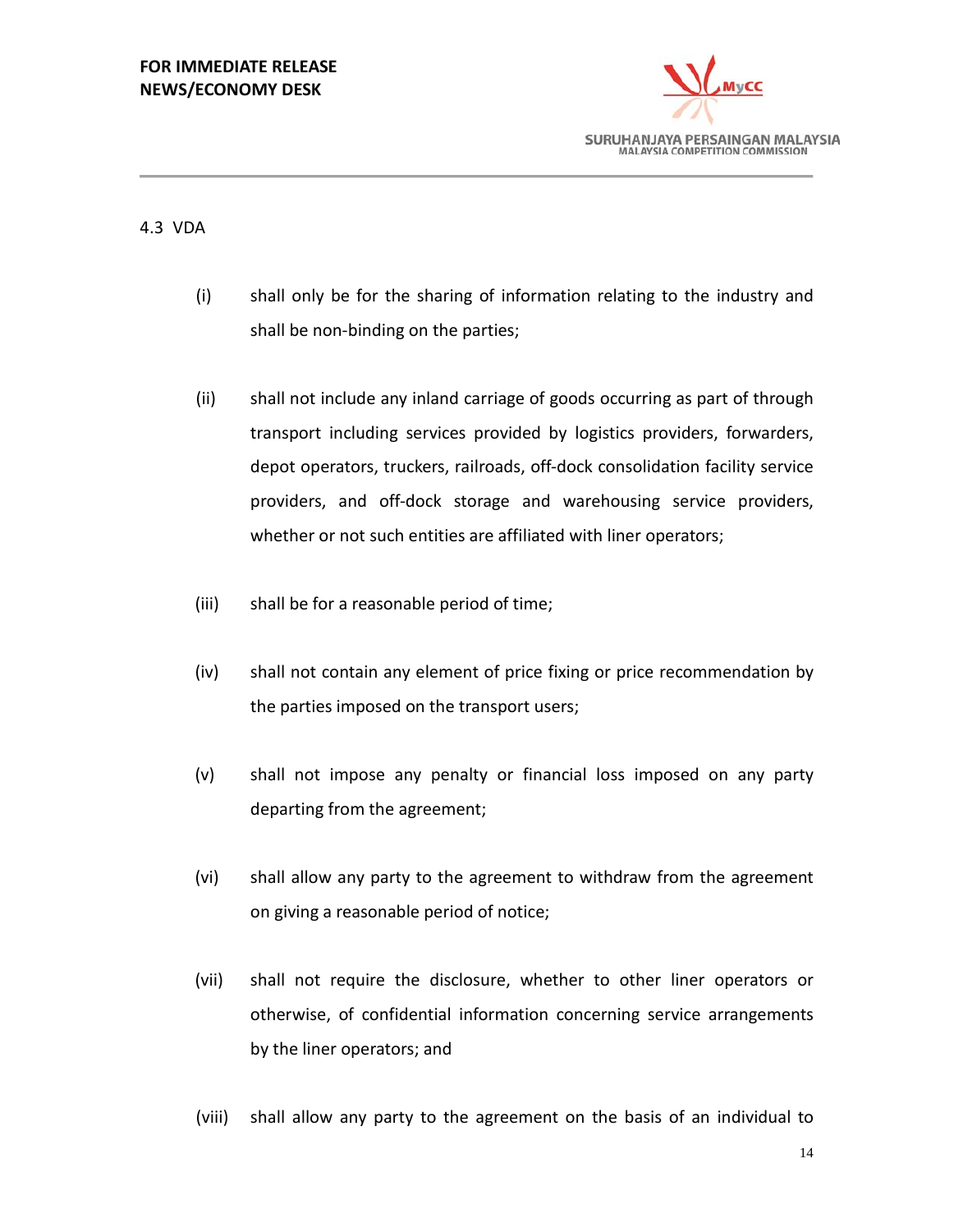4.3 VDA

(i) shall only be for the sharing of information relating to the industry and shall be non-binding on the parties;

(ii) shall not include any inland carriage of goods occurring as part of through transport including services provided by logistics providers, forwarders, depot operators, truckers, railroads, off-dock consolidation facility service providers, and off-dock storage and warehousing service providers, whether or not such entities are affiliated with liner operators;

(iii) shall be for a reasonable period of time;

(iv) shall not contain any element of price fixing or price recommendation by the parties imposed on the transport users;

(v) shall not impose any penalty or financial loss imposed on any party departing from the agreement;

(vi) shall allow any party to the agreement to withdraw from the agreement on giving a reasonable period of notice;

(vii) shall not require the disclosure, whether to other liner operators or otherwise, of confidential information concerning service arrangements by the liner operators; and

(viii) shall allow any party to the agreement on the basis of an individual to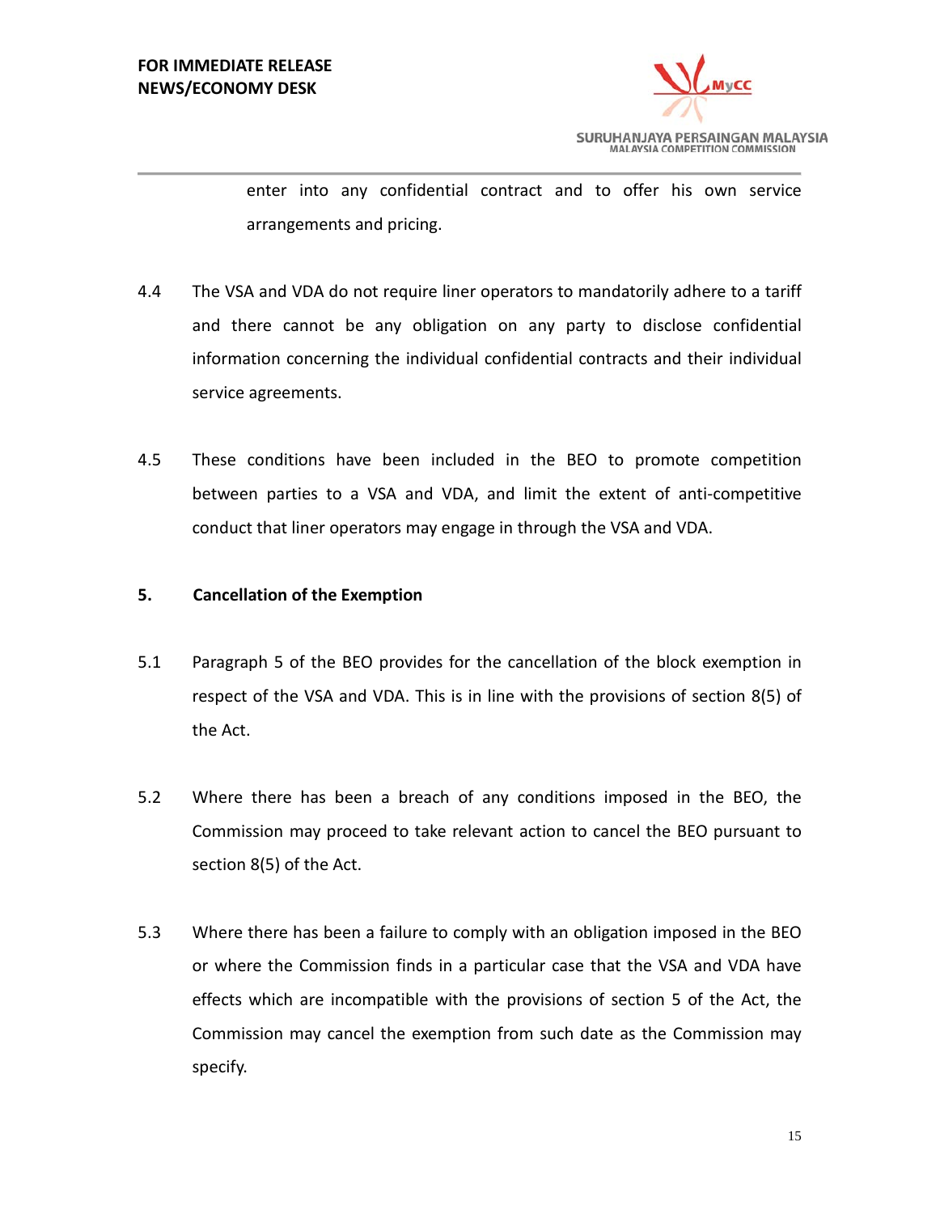enter into any confidential contract and to offer his own service arrangements and pricing.

4.4 The VSA and VDA do not require liner operators to mandatorily adhere to a tariff and there cannot be any obligation on any party to disclose confidential information concerning the individual confidential contracts and their individual service agreements.

4.5 These conditions have been included in the BEO to promote competition between parties to a VSA and VDA, and limit the extent of anti-competitive conduct that liner operators may engage in through the VSA and VDA.

**5. Cancellation of the Exemption**

5.1 Paragraph 5 of the BEO provides for the cancellation of the block exemption in respect of the VSA and VDA. This is in line with the provisions of section 8(5) of the Act.

5.2 Where there has been a breach of any conditions imposed in the BEO, the Commission may proceed to take relevant action to cancel the BEO pursuant to section 8(5) of the Act.

5.3 Where there has been a failure to comply with an obligation imposed in the BEO or where the Commission finds in a particular case that the VSA and VDA have effects which are incompatible with the provisions of section 5 of the Act, the Commission may cancel the exemption from such date as the Commission may specify.